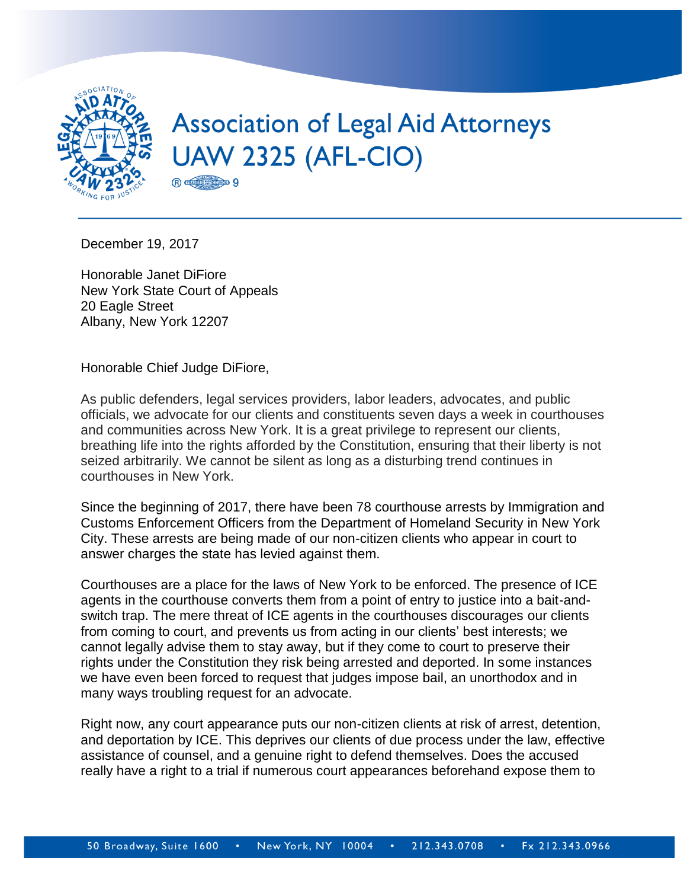# Association of Legal Aid Attorneys
# UAW 2325 (AFL-CIO)

December 19, 2017

Honorable Janet DiFiore
New York State Court of Appeals
20 Eagle Street
Albany, New York 12207

Honorable Chief Judge DiFiore,

As public defenders, legal services providers, labor leaders, advocates, and public officials, we advocate for our clients and constituents seven days a week in courthouses and communities across New York. It is a great privilege to represent our clients, breathing life into the rights afforded by the Constitution, ensuring that their liberty is not seized arbitrarily. We cannot be silent as long as a disturbing trend continues in courthouses in New York.

Since the beginning of 2017, there have been 78 courthouse arrests by Immigration and Customs Enforcement Officers from the Department of Homeland Security in New York City. These arrests are being made of our non-citizen clients who appear in court to answer charges the state has levied against them.

Courthouses are a place for the laws of New York to be enforced. The presence of ICE agents in the courthouse converts them from a point of entry to justice into a bait-and-switch trap. The mere threat of ICE agents in the courthouses discourages our clients from coming to court, and prevents us from acting in our clients' best interests; we cannot legally advise them to stay away, but if they come to court to preserve their rights under the Constitution they risk being arrested and deported. In some instances we have even been forced to request that judges impose bail, an unorthodox and in many ways troubling request for an advocate.

Right now, any court appearance puts our non-citizen clients at risk of arrest, detention, and deportation by ICE. This deprives our clients of due process under the law, effective assistance of counsel, and a genuine right to defend themselves. Does the accused really have a right to a trial if numerous court appearances beforehand expose them to

50 Broadway, Suite 1600 • New York, NY 10004 • 212.343.0708 • Fx 212.343.0966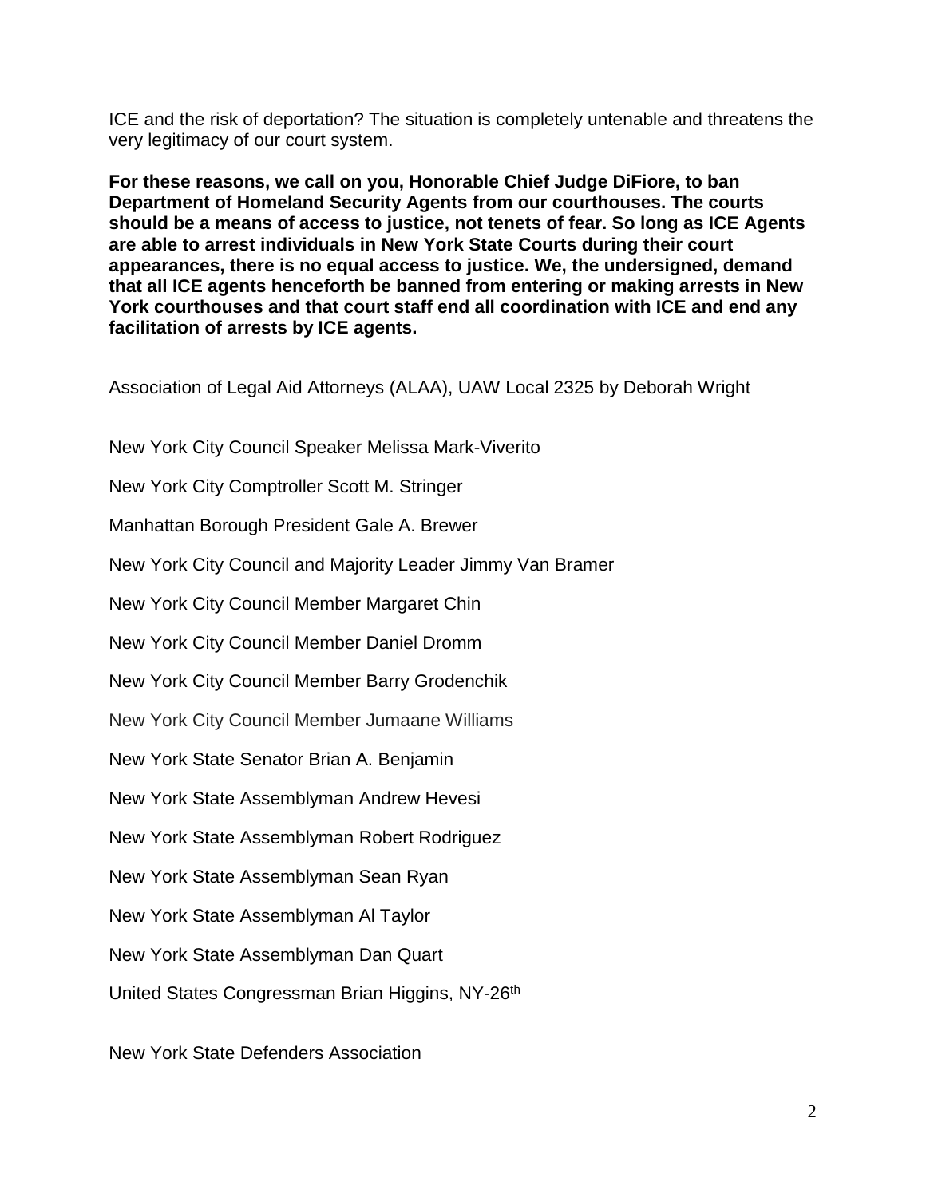ICE and the risk of deportation? The situation is completely untenable and threatens the very legitimacy of our court system.

**For these reasons, we call on you, Honorable Chief Judge DiFiore, to ban Department of Homeland Security Agents from our courthouses. The courts should be a means of access to justice, not tenets of fear. So long as ICE Agents are able to arrest individuals in New York State Courts during their court appearances, there is no equal access to justice. We, the undersigned, demand that all ICE agents henceforth be banned from entering or making arrests in New York courthouses and that court staff end all coordination with ICE and end any facilitation of arrests by ICE agents.**

Association of Legal Aid Attorneys (ALAA), UAW Local 2325 by Deborah Wright

New York City Council Speaker Melissa Mark-Viverito

New York City Comptroller Scott M. Stringer

Manhattan Borough President Gale A. Brewer

New York City Council and Majority Leader Jimmy Van Bramer

New York City Council Member Margaret Chin

New York City Council Member Daniel Dromm

New York City Council Member Barry Grodenchik

New York City Council Member Jumaane Williams

New York State Senator Brian A. Benjamin

New York State Assemblyman Andrew Hevesi

New York State Assemblyman Robert Rodriguez

New York State Assemblyman Sean Ryan

New York State Assemblyman Al Taylor

New York State Assemblyman Dan Quart

United States Congressman Brian Higgins, NY-26th

New York State Defenders Association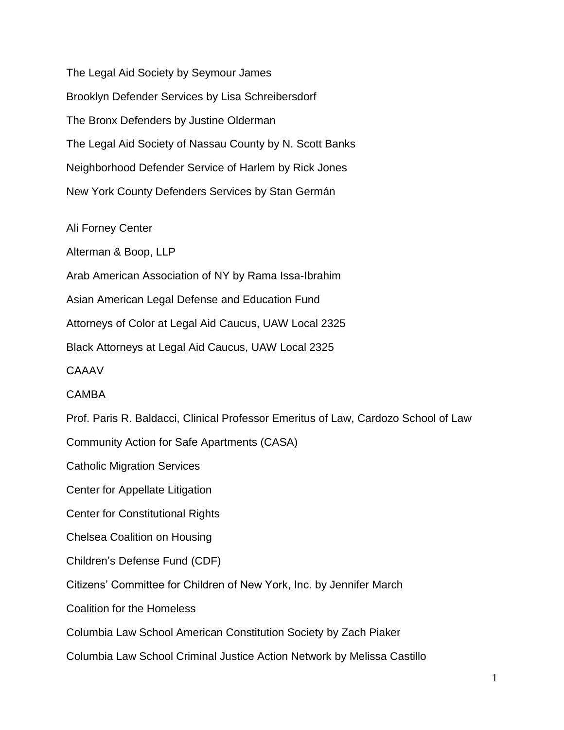The Legal Aid Society by Seymour James

Brooklyn Defender Services by Lisa Schreibersdorf

The Bronx Defenders by Justine Olderman

The Legal Aid Society of Nassau County by N. Scott Banks

Neighborhood Defender Service of Harlem by Rick Jones

New York County Defenders Services by Stan Germán

Ali Forney Center

Alterman & Boop, LLP

Arab American Association of NY by Rama Issa-Ibrahim

Asian American Legal Defense and Education Fund

Attorneys of Color at Legal Aid Caucus, UAW Local 2325

Black Attorneys at Legal Aid Caucus, UAW Local 2325

CAAAV

CAMBA

Prof. Paris R. Baldacci, Clinical Professor Emeritus of Law, Cardozo School of Law

Community Action for Safe Apartments (CASA)

Catholic Migration Services

Center for Appellate Litigation

Center for Constitutional Rights

Chelsea Coalition on Housing

Children's Defense Fund (CDF)

Citizens' Committee for Children of New York, Inc. by Jennifer March

Coalition for the Homeless

Columbia Law School American Constitution Society by Zach Piaker

Columbia Law School Criminal Justice Action Network by Melissa Castillo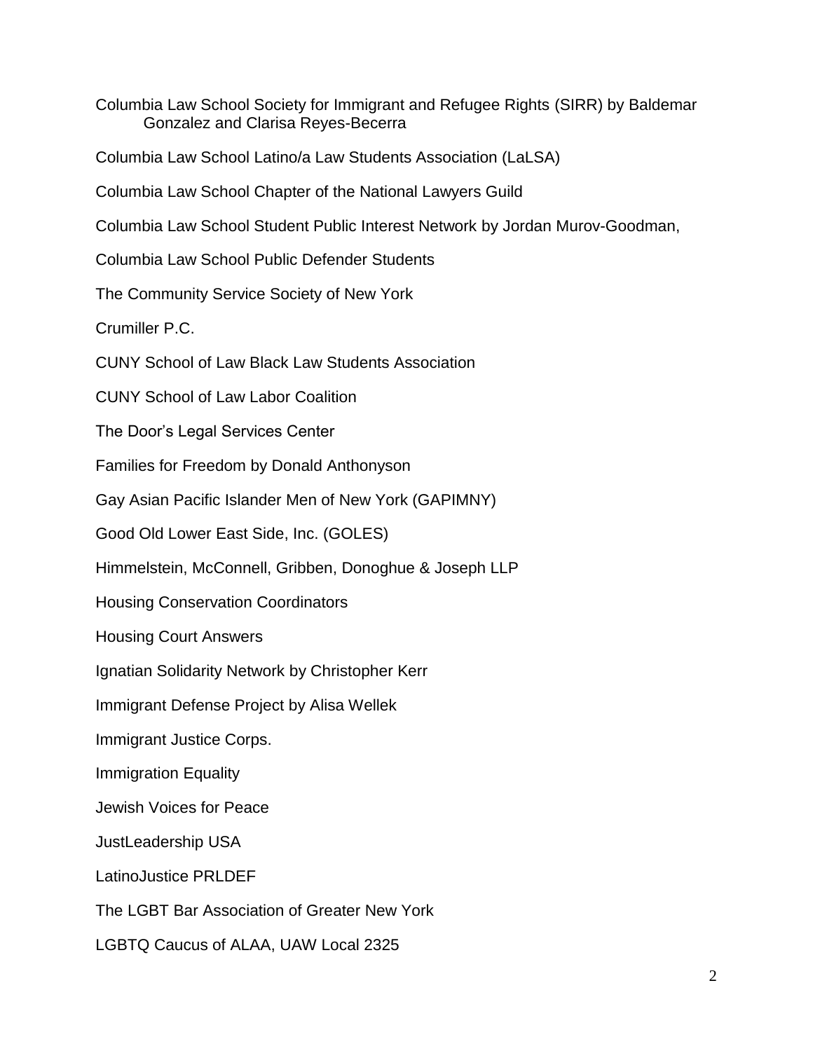Columbia Law School Society for Immigrant and Refugee Rights (SIRR) by Baldemar Gonzalez and Clarisa Reyes-Becerra

Columbia Law School Latino/a Law Students Association (LaLSA)

Columbia Law School Chapter of the National Lawyers Guild

Columbia Law School Student Public Interest Network by Jordan Murov-Goodman,

Columbia Law School Public Defender Students

The Community Service Society of New York

Crumiller P.C.

CUNY School of Law Black Law Students Association

CUNY School of Law Labor Coalition

The Door's Legal Services Center

Families for Freedom by Donald Anthonyson

Gay Asian Pacific Islander Men of New York (GAPIMNY)

Good Old Lower East Side, Inc. (GOLES)

Himmelstein, McConnell, Gribben, Donoghue & Joseph LLP

Housing Conservation Coordinators

Housing Court Answers

Ignatian Solidarity Network by Christopher Kerr

Immigrant Defense Project by Alisa Wellek

Immigrant Justice Corps.

Immigration Equality

Jewish Voices for Peace

JustLeadership USA

LatinoJustice PRLDEF

The LGBT Bar Association of Greater New York

LGBTQ Caucus of ALAA, UAW Local 2325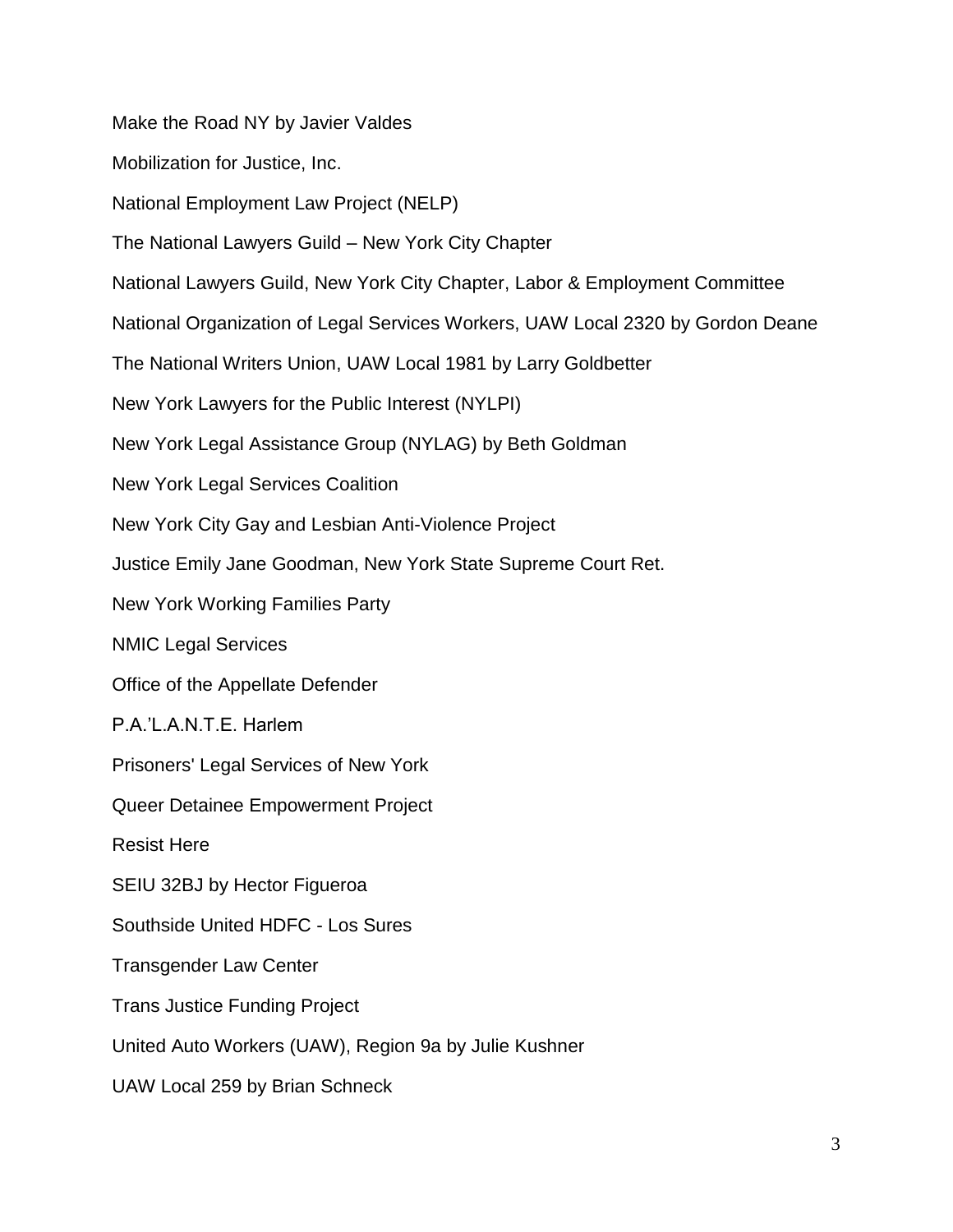Make the Road NY by Javier Valdes

Mobilization for Justice, Inc.

National Employment Law Project (NELP)

The National Lawyers Guild – New York City Chapter

National Lawyers Guild, New York City Chapter, Labor & Employment Committee

National Organization of Legal Services Workers, UAW Local 2320 by Gordon Deane

The National Writers Union, UAW Local 1981 by Larry Goldbetter

New York Lawyers for the Public Interest (NYLPI)

New York Legal Assistance Group (NYLAG) by Beth Goldman

New York Legal Services Coalition

New York City Gay and Lesbian Anti-Violence Project

Justice Emily Jane Goodman, New York State Supreme Court Ret.

New York Working Families Party

NMIC Legal Services

Office of the Appellate Defender

P.A.'L.A.N.T.E. Harlem

Prisoners' Legal Services of New York

Queer Detainee Empowerment Project

Resist Here

SEIU 32BJ by Hector Figueroa

Southside United HDFC - Los Sures

Transgender Law Center

Trans Justice Funding Project

United Auto Workers (UAW), Region 9a by Julie Kushner

UAW Local 259 by Brian Schneck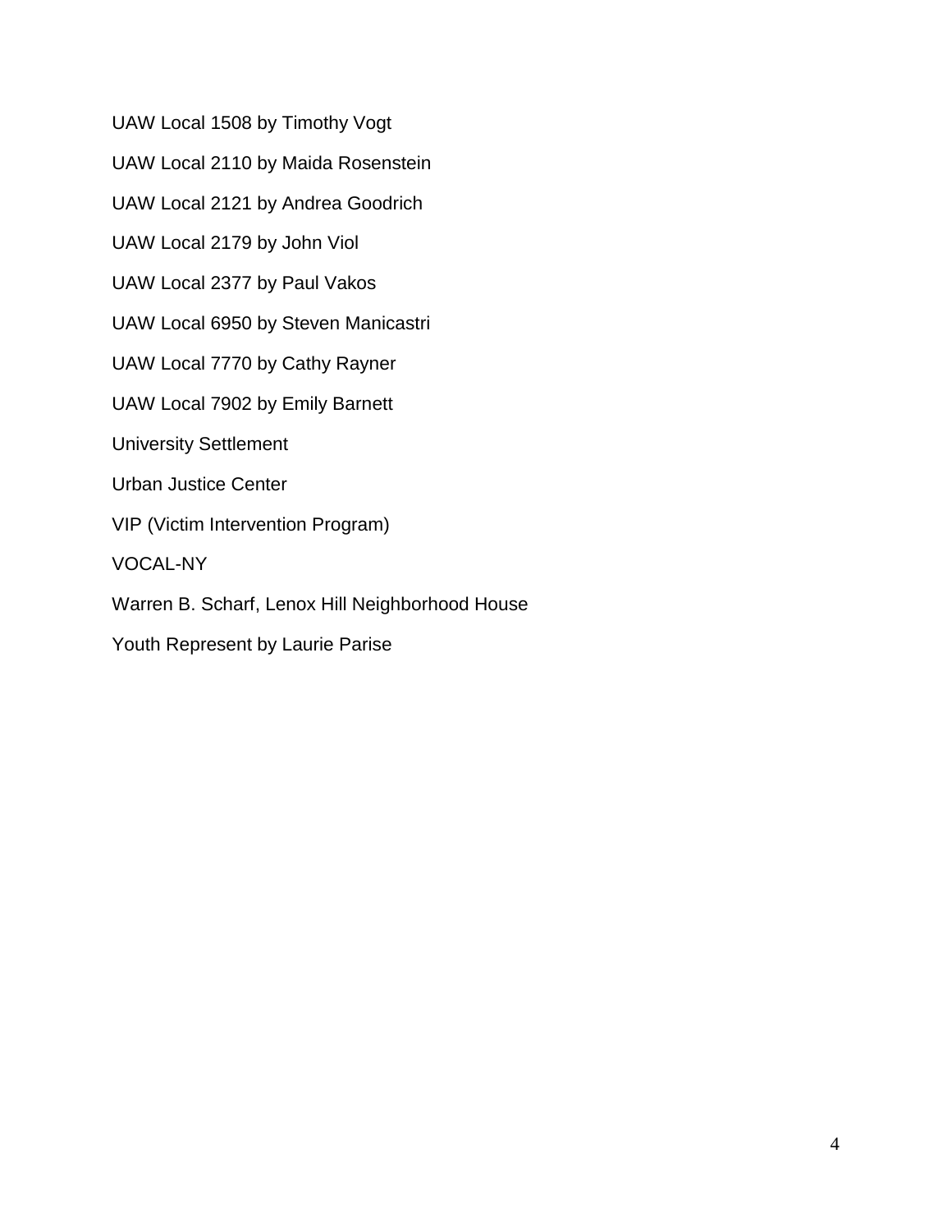UAW Local 1508 by Timothy Vogt

UAW Local 2110 by Maida Rosenstein

UAW Local 2121 by Andrea Goodrich

UAW Local 2179 by John Viol

UAW Local 2377 by Paul Vakos

UAW Local 6950 by Steven Manicastri

UAW Local 7770 by Cathy Rayner

UAW Local 7902 by Emily Barnett

University Settlement

Urban Justice Center

VIP (Victim Intervention Program)

VOCAL-NY

Warren B. Scharf, Lenox Hill Neighborhood House

Youth Represent by Laurie Parise